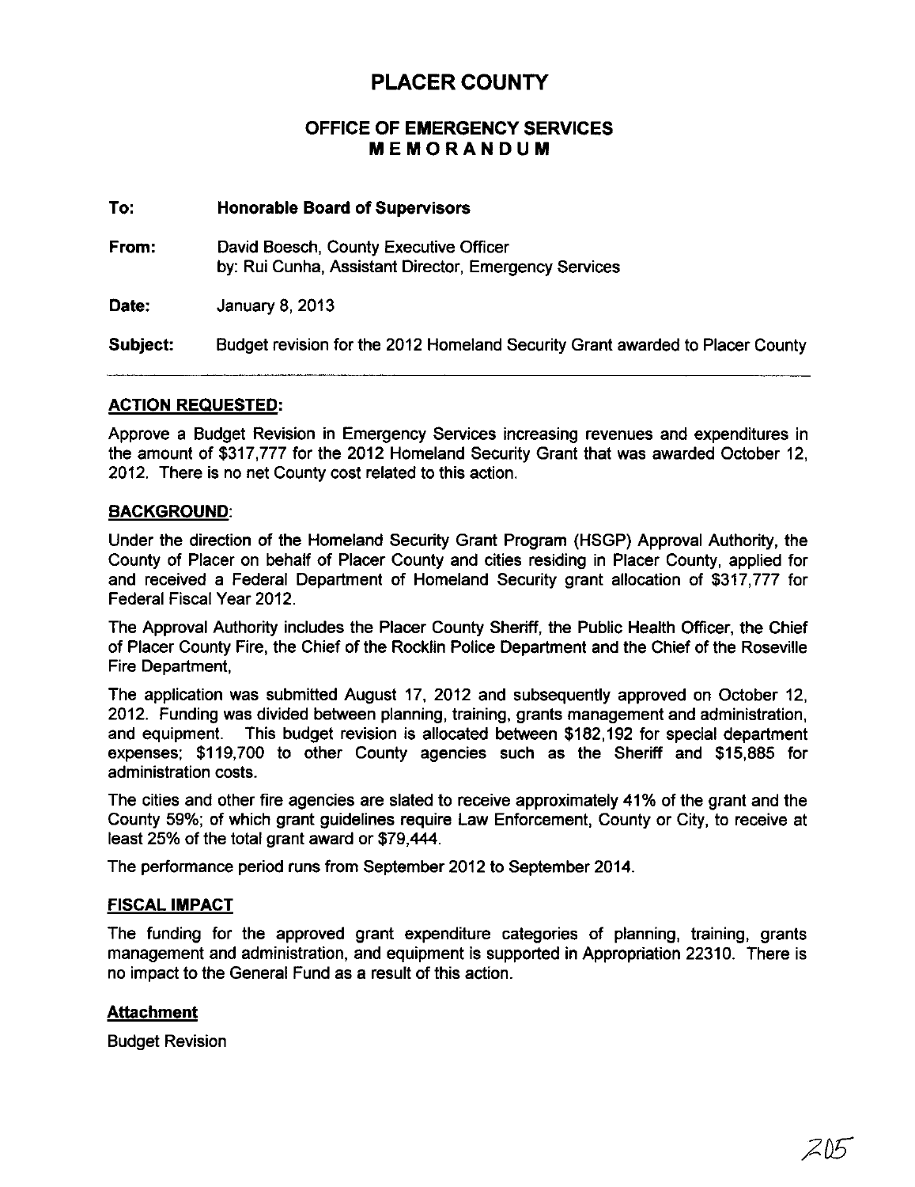# PLACER COUNTY

## OFFICE OF EMERGENCY SERVICES
## MEMORANDUM

**To:** **Honorable Board of Supervisors**

**From:** David Boesch, County Executive Officer
by: Rui Cunha, Assistant Director, Emergency Services

**Date:** January 8, 2013

**Subject:** Budget revision for the 2012 Homeland Security Grant awarded to Placer County

---

### ACTION REQUESTED:

Approve a Budget Revision in Emergency Services increasing revenues and expenditures in the amount of $317,777 for the 2012 Homeland Security Grant that was awarded October 12, 2012. There is no net County cost related to this action.

### BACKGROUND:

Under the direction of the Homeland Security Grant Program (HSGP) Approval Authority, the County of Placer on behalf of Placer County and cities residing in Placer County, applied for and received a Federal Department of Homeland Security grant allocation of $317,777 for Federal Fiscal Year 2012.

The Approval Authority includes the Placer County Sheriff, the Public Health Officer, the Chief of Placer County Fire, the Chief of the Rocklin Police Department and the Chief of the Roseville Fire Department,

The application was submitted August 17, 2012 and subsequently approved on October 12, 2012. Funding was divided between planning, training, grants management and administration, and equipment. This budget revision is allocated between $182,192 for special department expenses; $119,700 to other County agencies such as the Sheriff and $15,885 for administration costs.

The cities and other fire agencies are slated to receive approximately 41% of the grant and the County 59%; of which grant guidelines require Law Enforcement, County or City, to receive at least 25% of the total grant award or $79,444.

The performance period runs from September 2012 to September 2014.

### FISCAL IMPACT

The funding for the approved grant expenditure categories of planning, training, grants management and administration, and equipment is supported in Appropriation 22310. There is no impact to the General Fund as a result of this action.

### Attachment

Budget Revision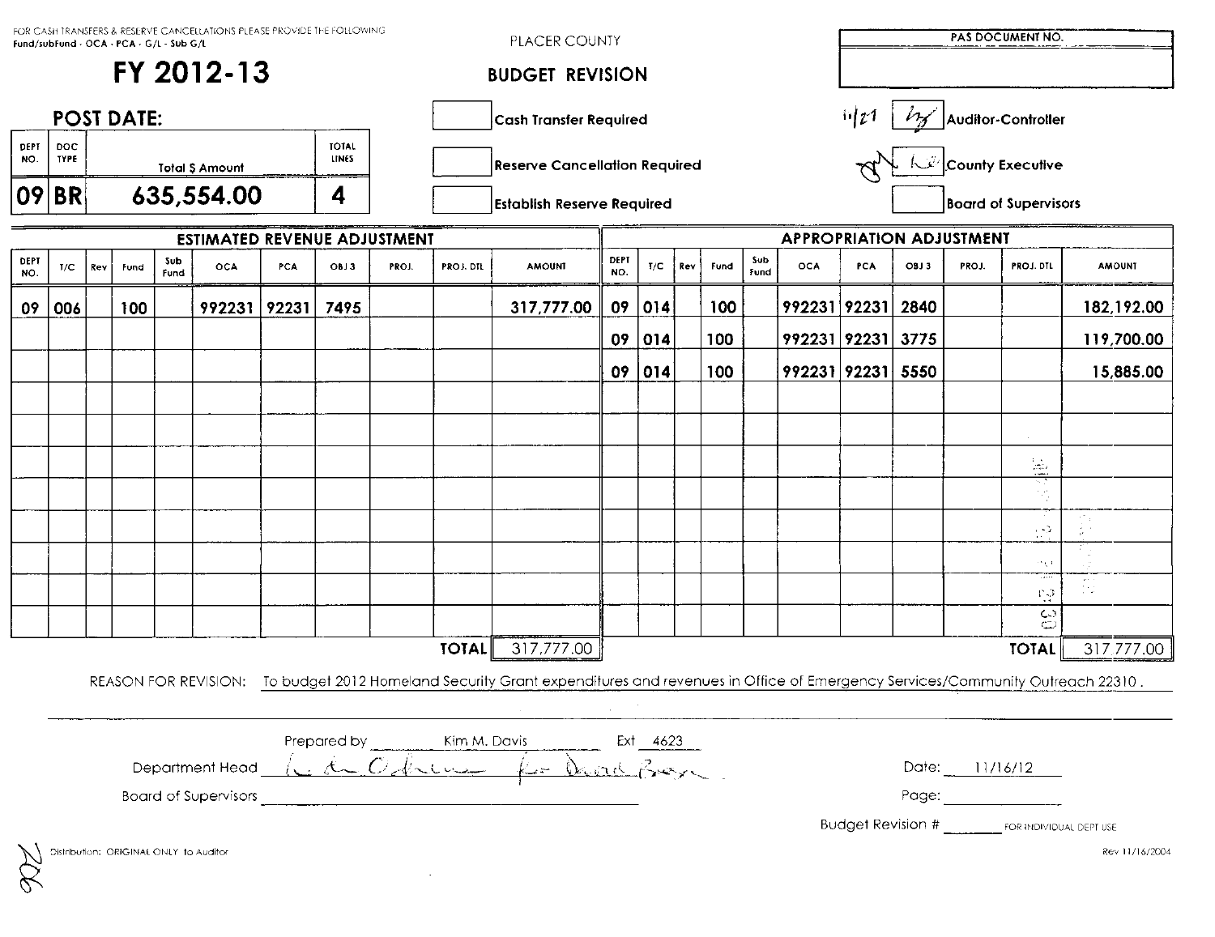FOR CASH TRANSFERS & RESERVE CANCELLATIONS PLEASE PROVIDE THE FOLLOWING
Fund/subFund - OCA - PCA - G/L - Sub G/L

# FY 2012-13

PLACER COUNTY

## BUDGET REVISION

| PAS DOCUMENT NO. |
|---|
| |

**POST DATE:**

| DEPT NO. | DOC TYPE | Total $ Amount | TOTAL LINES |
|---|---|---|---|
| 09 | BR | 635,554.00 | 4 |

| | |
|---|---|
| [ ] | Cash Transfer Required |
| [ ] | Reserve Cancellation Required |
| [ ] | Establish Reserve Required |

| | | |
|---|---|---|
| 11/21 | [initials] | Auditor-Controller |
| [initials] | [initials] | County Executive |
| | [ ] | Board of Supervisors |

| ESTIMATED REVENUE ADJUSTMENT | | | | | | | | | | | APPROPRIATION ADJUSTMENT | | | | | | | | | | |
|---|---|---|---|---|---|---|---|---|---|---|---|---|---|---|---|---|---|---|---|---|---|
| DEPT NO. | T/C | Rev | Fund | Sub Fund | OCA | PCA | OBJ 3 | PROJ. | PROJ. DTL | AMOUNT | DEPT NO. | T/C | Rev | Fund | Sub Fund | OCA | PCA | OBJ 3 | PROJ. | PROJ. DTL | AMOUNT |
| 09 | 006 | | 100 | | 992231 | 92231 | 7495 | | | 317,777.00 | 09 | 014 | | 100 | | 992231 | 92231 | 2840 | | | 182,192.00 |
| | | | | | | | | | | | 09 | 014 | | 100 | | 992231 | 92231 | 3775 | | | 119,700.00 |
| | | | | | | | | | | | 09 | 014 | | 100 | | 992231 | 92231 | 5550 | | | 15,885.00 |
| | | | | | | | | | **TOTAL** | 317,777.00 | | | | | | | | | | **TOTAL** | 317,777.00 |

REASON FOR REVISION: To budget 2012 Homeland Security Grant expenditures and revenues in Office of Emergency Services/Community Outreach 22310 .

Prepared by Kim M. Davis Ext 4623

Department Head [signature] for [signature]

Date: 11/16/12

Board of Supervisors ____________________

Page: ____________

Budget Revision # ________ FOR INDIVIDUAL DEPT USE

Distribution: ORIGINAL ONLY to Auditor

Rev 11/16/2004

206